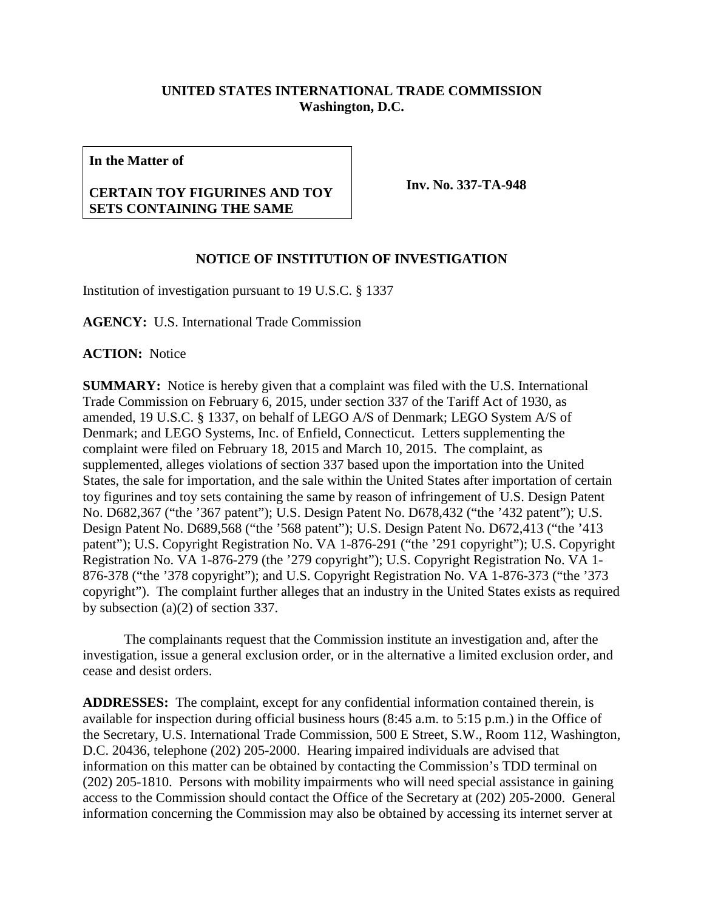**UNITED STATES INTERNATIONAL TRADE COMMISSION**
**Washington, D.C.**

| **In the Matter of**<br><br>**CERTAIN TOY FIGURINES AND TOY SETS CONTAINING THE SAME** | **Inv. No. 337-TA-948** |
|---|---|

## NOTICE OF INSTITUTION OF INVESTIGATION

Institution of investigation pursuant to 19 U.S.C. § 1337

**AGENCY:** U.S. International Trade Commission

**ACTION:** Notice

**SUMMARY:** Notice is hereby given that a complaint was filed with the U.S. International Trade Commission on February 6, 2015, under section 337 of the Tariff Act of 1930, as amended, 19 U.S.C. § 1337, on behalf of LEGO A/S of Denmark; LEGO System A/S of Denmark; and LEGO Systems, Inc. of Enfield, Connecticut. Letters supplementing the complaint were filed on February 18, 2015 and March 10, 2015. The complaint, as supplemented, alleges violations of section 337 based upon the importation into the United States, the sale for importation, and the sale within the United States after importation of certain toy figurines and toy sets containing the same by reason of infringement of U.S. Design Patent No. D682,367 ("the '367 patent"); U.S. Design Patent No. D678,432 ("the '432 patent"); U.S. Design Patent No. D689,568 ("the '568 patent"); U.S. Design Patent No. D672,413 ("the '413 patent"); U.S. Copyright Registration No. VA 1-876-291 ("the '291 copyright"); U.S. Copyright Registration No. VA 1-876-279 (the '279 copyright"); U.S. Copyright Registration No. VA 1-876-378 ("the '378 copyright"); and U.S. Copyright Registration No. VA 1-876-373 ("the '373 copyright"). The complaint further alleges that an industry in the United States exists as required by subsection (a)(2) of section 337.

The complainants request that the Commission institute an investigation and, after the investigation, issue a general exclusion order, or in the alternative a limited exclusion order, and cease and desist orders.

**ADDRESSES:** The complaint, except for any confidential information contained therein, is available for inspection during official business hours (8:45 a.m. to 5:15 p.m.) in the Office of the Secretary, U.S. International Trade Commission, 500 E Street, S.W., Room 112, Washington, D.C. 20436, telephone (202) 205-2000. Hearing impaired individuals are advised that information on this matter can be obtained by contacting the Commission's TDD terminal on (202) 205-1810. Persons with mobility impairments who will need special assistance in gaining access to the Commission should contact the Office of the Secretary at (202) 205-2000. General information concerning the Commission may also be obtained by accessing its internet server at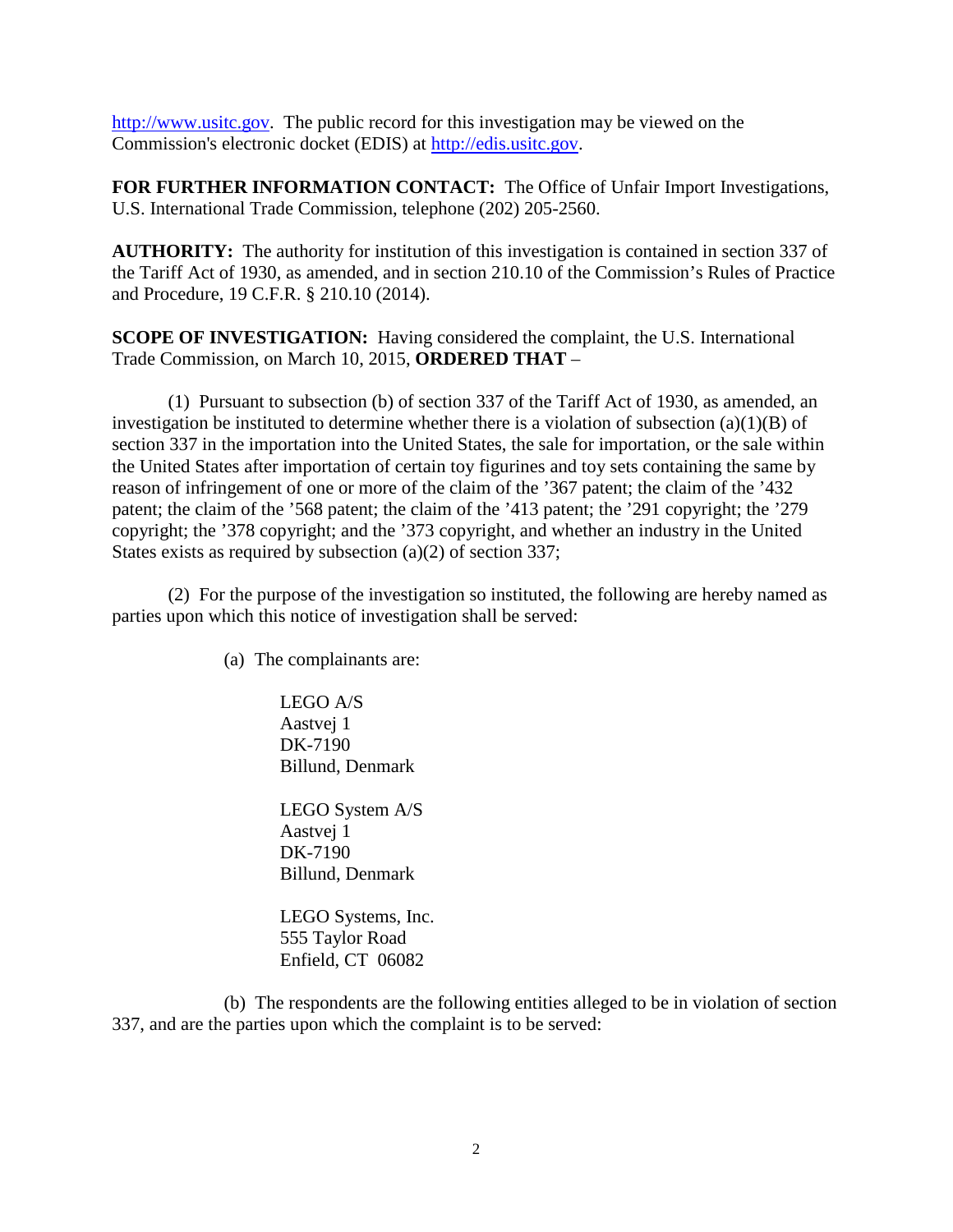http://www.usitc.gov. The public record for this investigation may be viewed on the Commission's electronic docket (EDIS) at http://edis.usitc.gov.

**FOR FURTHER INFORMATION CONTACT:** The Office of Unfair Import Investigations, U.S. International Trade Commission, telephone (202) 205-2560.

**AUTHORITY:** The authority for institution of this investigation is contained in section 337 of the Tariff Act of 1930, as amended, and in section 210.10 of the Commission's Rules of Practice and Procedure, 19 C.F.R. § 210.10 (2014).

**SCOPE OF INVESTIGATION:** Having considered the complaint, the U.S. International Trade Commission, on March 10, 2015, **ORDERED THAT** –

(1) Pursuant to subsection (b) of section 337 of the Tariff Act of 1930, as amended, an investigation be instituted to determine whether there is a violation of subsection (a)(1)(B) of section 337 in the importation into the United States, the sale for importation, or the sale within the United States after importation of certain toy figurines and toy sets containing the same by reason of infringement of one or more of the claim of the '367 patent; the claim of the '432 patent; the claim of the '568 patent; the claim of the '413 patent; the '291 copyright; the '279 copyright; the '378 copyright; and the '373 copyright, and whether an industry in the United States exists as required by subsection (a)(2) of section 337;

(2) For the purpose of the investigation so instituted, the following are hereby named as parties upon which this notice of investigation shall be served:

(a) The complainants are:

LEGO A/S
Aastvej 1
DK-7190
Billund, Denmark

LEGO System A/S
Aastvej 1
DK-7190
Billund, Denmark

LEGO Systems, Inc.
555 Taylor Road
Enfield, CT 06082

(b) The respondents are the following entities alleged to be in violation of section 337, and are the parties upon which the complaint is to be served: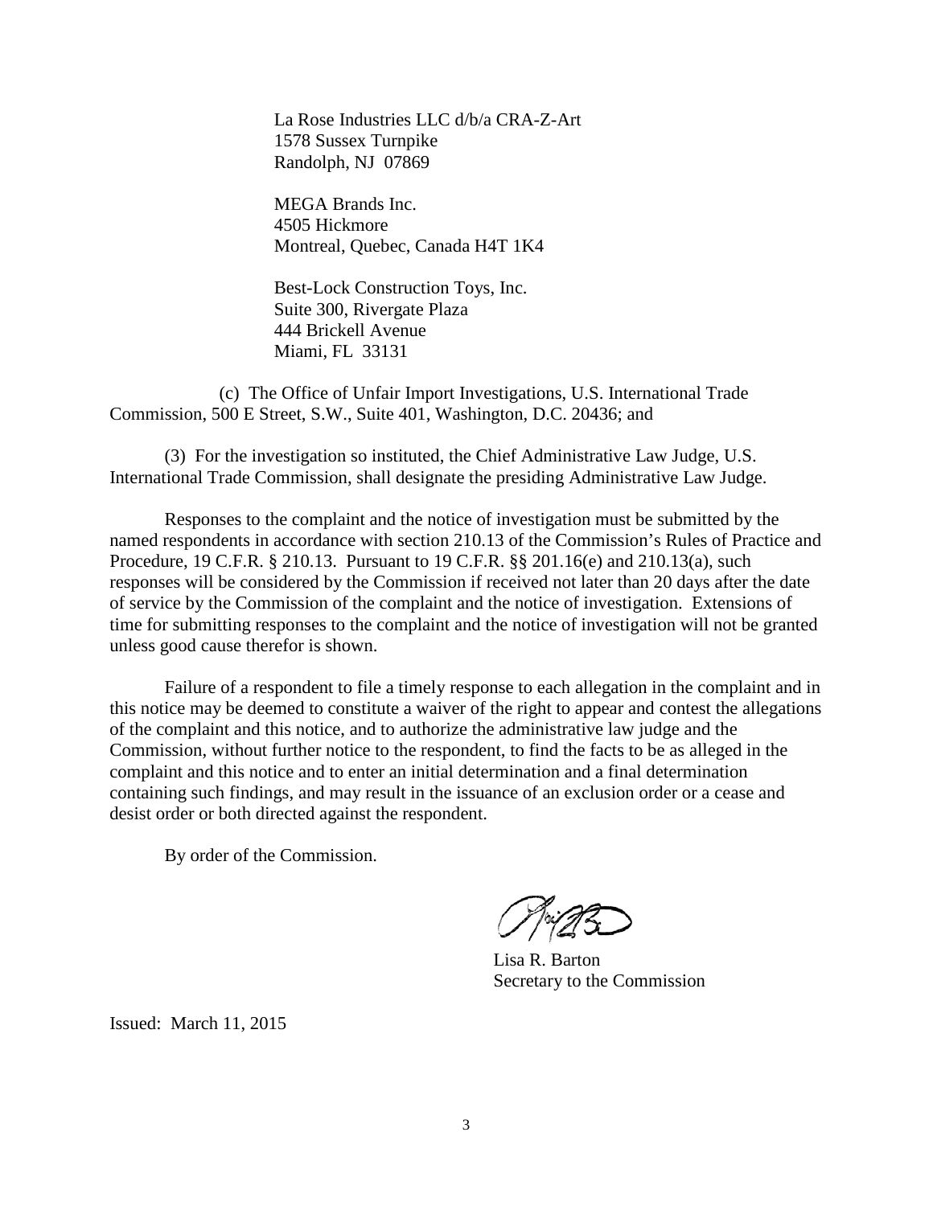La Rose Industries LLC d/b/a CRA-Z-Art
1578 Sussex Turnpike
Randolph, NJ 07869

MEGA Brands Inc.
4505 Hickmore
Montreal, Quebec, Canada H4T 1K4

Best-Lock Construction Toys, Inc.
Suite 300, Rivergate Plaza
444 Brickell Avenue
Miami, FL 33131

(c) The Office of Unfair Import Investigations, U.S. International Trade Commission, 500 E Street, S.W., Suite 401, Washington, D.C. 20436; and

(3) For the investigation so instituted, the Chief Administrative Law Judge, U.S. International Trade Commission, shall designate the presiding Administrative Law Judge.

Responses to the complaint and the notice of investigation must be submitted by the named respondents in accordance with section 210.13 of the Commission's Rules of Practice and Procedure, 19 C.F.R. § 210.13. Pursuant to 19 C.F.R. §§ 201.16(e) and 210.13(a), such responses will be considered by the Commission if received not later than 20 days after the date of service by the Commission of the complaint and the notice of investigation. Extensions of time for submitting responses to the complaint and the notice of investigation will not be granted unless good cause therefor is shown.

Failure of a respondent to file a timely response to each allegation in the complaint and in this notice may be deemed to constitute a waiver of the right to appear and contest the allegations of the complaint and this notice, and to authorize the administrative law judge and the Commission, without further notice to the respondent, to find the facts to be as alleged in the complaint and this notice and to enter an initial determination and a final determination containing such findings, and may result in the issuance of an exclusion order or a cease and desist order or both directed against the respondent.

By order of the Commission.

Lisa R. Barton
Secretary to the Commission

Issued: March 11, 2015